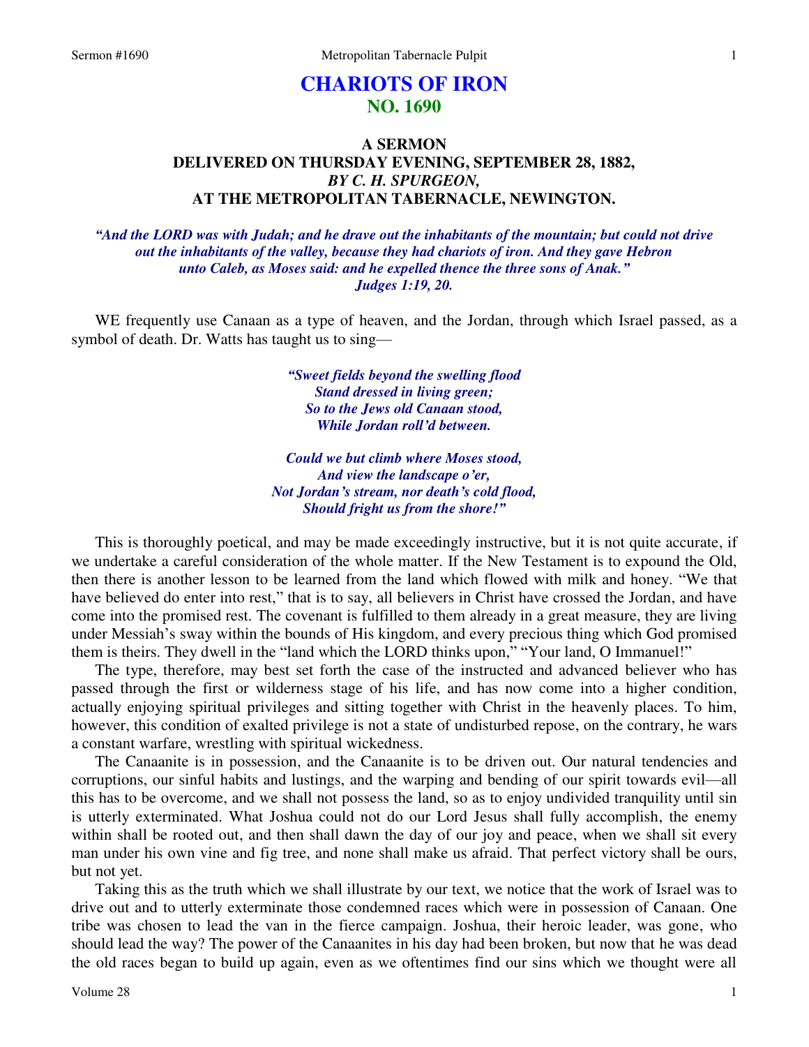# CHARIOTS OF IRON
## NO. 1690

### A SERMON
### DELIVERED ON THURSDAY EVENING, SEPTEMBER 28, 1882,
### *BY C. H. SPURGEON,*
### AT THE METROPOLITAN TABERNACLE, NEWINGTON.

***"And the LORD was with Judah; and he drave out the inhabitants of the mountain; but could not drive out the inhabitants of the valley, because they had chariots of iron. And they gave Hebron unto Caleb, as Moses said: and he expelled thence the three sons of Anak." Judges 1:19, 20.***

WE frequently use Canaan as a type of heaven, and the Jordan, through which Israel passed, as a symbol of death. Dr. Watts has taught us to sing—

> ***"Sweet fields beyond the swelling flood***
> ***Stand dressed in living green;***
> ***So to the Jews old Canaan stood,***
> ***While Jordan roll'd between.***
>
> ***Could we but climb where Moses stood,***
> ***And view the landscape o'er,***
> ***Not Jordan's stream, nor death's cold flood,***
> ***Should fright us from the shore!"***

This is thoroughly poetical, and may be made exceedingly instructive, but it is not quite accurate, if we undertake a careful consideration of the whole matter. If the New Testament is to expound the Old, then there is another lesson to be learned from the land which flowed with milk and honey. "We that have believed do enter into rest," that is to say, all believers in Christ have crossed the Jordan, and have come into the promised rest. The covenant is fulfilled to them already in a great measure, they are living under Messiah's sway within the bounds of His kingdom, and every precious thing which God promised them is theirs. They dwell in the "land which the LORD thinks upon," "Your land, O Immanuel!"

The type, therefore, may best set forth the case of the instructed and advanced believer who has passed through the first or wilderness stage of his life, and has now come into a higher condition, actually enjoying spiritual privileges and sitting together with Christ in the heavenly places. To him, however, this condition of exalted privilege is not a state of undisturbed repose, on the contrary, he wars a constant warfare, wrestling with spiritual wickedness.

The Canaanite is in possession, and the Canaanite is to be driven out. Our natural tendencies and corruptions, our sinful habits and lustings, and the warping and bending of our spirit towards evil—all this has to be overcome, and we shall not possess the land, so as to enjoy undivided tranquility until sin is utterly exterminated. What Joshua could not do our Lord Jesus shall fully accomplish, the enemy within shall be rooted out, and then shall dawn the day of our joy and peace, when we shall sit every man under his own vine and fig tree, and none shall make us afraid. That perfect victory shall be ours, but not yet.

Taking this as the truth which we shall illustrate by our text, we notice that the work of Israel was to drive out and to utterly exterminate those condemned races which were in possession of Canaan. One tribe was chosen to lead the van in the fierce campaign. Joshua, their heroic leader, was gone, who should lead the way? The power of the Canaanites in his day had been broken, but now that he was dead the old races began to build up again, even as we oftentimes find our sins which we thought were all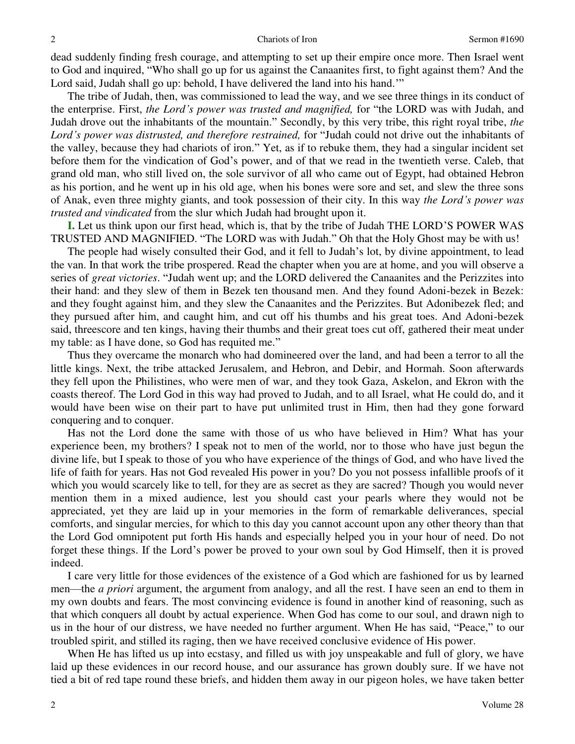dead suddenly finding fresh courage, and attempting to set up their empire once more. Then Israel went to God and inquired, "Who shall go up for us against the Canaanites first, to fight against them? And the Lord said, Judah shall go up: behold, I have delivered the land into his hand.'"

The tribe of Judah, then, was commissioned to lead the way, and we see three things in its conduct of the enterprise. First, *the Lord's power was trusted and magnified,* for "the LORD was with Judah, and Judah drove out the inhabitants of the mountain." Secondly, by this very tribe, this right royal tribe, *the Lord's power was distrusted, and therefore restrained,* for "Judah could not drive out the inhabitants of the valley, because they had chariots of iron." Yet, as if to rebuke them, they had a singular incident set before them for the vindication of God's power, and of that we read in the twentieth verse. Caleb, that grand old man, who still lived on, the sole survivor of all who came out of Egypt, had obtained Hebron as his portion, and he went up in his old age, when his bones were sore and set, and slew the three sons of Anak, even three mighty giants, and took possession of their city. In this way *the Lord's power was trusted and vindicated* from the slur which Judah had brought upon it.

**I.** Let us think upon our first head, which is, that by the tribe of Judah THE LORD'S POWER WAS TRUSTED AND MAGNIFIED. "The LORD was with Judah." Oh that the Holy Ghost may be with us!

The people had wisely consulted their God, and it fell to Judah's lot, by divine appointment, to lead the van. In that work the tribe prospered. Read the chapter when you are at home, and you will observe a series of *great victories*. "Judah went up; and the LORD delivered the Canaanites and the Perizzites into their hand: and they slew of them in Bezek ten thousand men. And they found Adoni-bezek in Bezek: and they fought against him, and they slew the Canaanites and the Perizzites. But Adonibezek fled; and they pursued after him, and caught him, and cut off his thumbs and his great toes. And Adoni-bezek said, threescore and ten kings, having their thumbs and their great toes cut off, gathered their meat under my table: as I have done, so God has requited me."

Thus they overcame the monarch who had domineered over the land, and had been a terror to all the little kings. Next, the tribe attacked Jerusalem, and Hebron, and Debir, and Hormah. Soon afterwards they fell upon the Philistines, who were men of war, and they took Gaza, Askelon, and Ekron with the coasts thereof. The Lord God in this way had proved to Judah, and to all Israel, what He could do, and it would have been wise on their part to have put unlimited trust in Him, then had they gone forward conquering and to conquer.

Has not the Lord done the same with those of us who have believed in Him? What has your experience been, my brothers? I speak not to men of the world, nor to those who have just begun the divine life, but I speak to those of you who have experience of the things of God, and who have lived the life of faith for years. Has not God revealed His power in you? Do you not possess infallible proofs of it which you would scarcely like to tell, for they are as secret as they are sacred? Though you would never mention them in a mixed audience, lest you should cast your pearls where they would not be appreciated, yet they are laid up in your memories in the form of remarkable deliverances, special comforts, and singular mercies, for which to this day you cannot account upon any other theory than that the Lord God omnipotent put forth His hands and especially helped you in your hour of need. Do not forget these things. If the Lord's power be proved to your own soul by God Himself, then it is proved indeed.

I care very little for those evidences of the existence of a God which are fashioned for us by learned men—the *a priori* argument, the argument from analogy, and all the rest. I have seen an end to them in my own doubts and fears. The most convincing evidence is found in another kind of reasoning, such as that which conquers all doubt by actual experience. When God has come to our soul, and drawn nigh to us in the hour of our distress, we have needed no further argument. When He has said, "Peace," to our troubled spirit, and stilled its raging, then we have received conclusive evidence of His power.

When He has lifted us up into ecstasy, and filled us with joy unspeakable and full of glory, we have laid up these evidences in our record house, and our assurance has grown doubly sure. If we have not tied a bit of red tape round these briefs, and hidden them away in our pigeon holes, we have taken better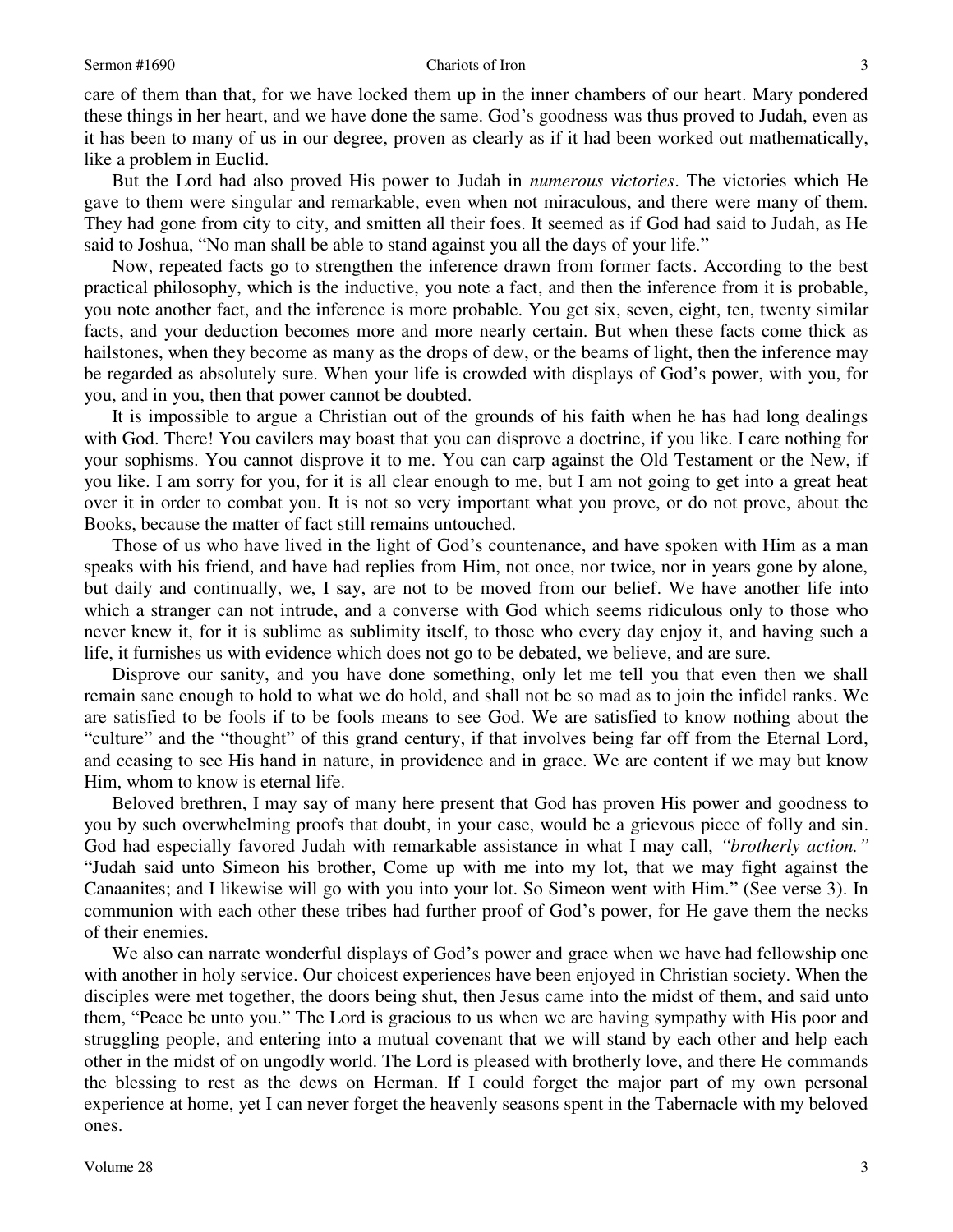care of them than that, for we have locked them up in the inner chambers of our heart. Mary pondered these things in her heart, and we have done the same. God's goodness was thus proved to Judah, even as it has been to many of us in our degree, proven as clearly as if it had been worked out mathematically, like a problem in Euclid.

But the Lord had also proved His power to Judah in *numerous victories*. The victories which He gave to them were singular and remarkable, even when not miraculous, and there were many of them. They had gone from city to city, and smitten all their foes. It seemed as if God had said to Judah, as He said to Joshua, "No man shall be able to stand against you all the days of your life."

Now, repeated facts go to strengthen the inference drawn from former facts. According to the best practical philosophy, which is the inductive, you note a fact, and then the inference from it is probable, you note another fact, and the inference is more probable. You get six, seven, eight, ten, twenty similar facts, and your deduction becomes more and more nearly certain. But when these facts come thick as hailstones, when they become as many as the drops of dew, or the beams of light, then the inference may be regarded as absolutely sure. When your life is crowded with displays of God's power, with you, for you, and in you, then that power cannot be doubted.

It is impossible to argue a Christian out of the grounds of his faith when he has had long dealings with God. There! You cavilers may boast that you can disprove a doctrine, if you like. I care nothing for your sophisms. You cannot disprove it to me. You can carp against the Old Testament or the New, if you like. I am sorry for you, for it is all clear enough to me, but I am not going to get into a great heat over it in order to combat you. It is not so very important what you prove, or do not prove, about the Books, because the matter of fact still remains untouched.

Those of us who have lived in the light of God's countenance, and have spoken with Him as a man speaks with his friend, and have had replies from Him, not once, nor twice, nor in years gone by alone, but daily and continually, we, I say, are not to be moved from our belief. We have another life into which a stranger can not intrude, and a converse with God which seems ridiculous only to those who never knew it, for it is sublime as sublimity itself, to those who every day enjoy it, and having such a life, it furnishes us with evidence which does not go to be debated, we believe, and are sure.

Disprove our sanity, and you have done something, only let me tell you that even then we shall remain sane enough to hold to what we do hold, and shall not be so mad as to join the infidel ranks. We are satisfied to be fools if to be fools means to see God. We are satisfied to know nothing about the "culture" and the "thought" of this grand century, if that involves being far off from the Eternal Lord, and ceasing to see His hand in nature, in providence and in grace. We are content if we may but know Him, whom to know is eternal life.

Beloved brethren, I may say of many here present that God has proven His power and goodness to you by such overwhelming proofs that doubt, in your case, would be a grievous piece of folly and sin. God had especially favored Judah with remarkable assistance in what I may call, *"brotherly action."* "Judah said unto Simeon his brother, Come up with me into my lot, that we may fight against the Canaanites; and I likewise will go with you into your lot. So Simeon went with Him." (See verse 3). In communion with each other these tribes had further proof of God's power, for He gave them the necks of their enemies.

We also can narrate wonderful displays of God's power and grace when we have had fellowship one with another in holy service. Our choicest experiences have been enjoyed in Christian society. When the disciples were met together, the doors being shut, then Jesus came into the midst of them, and said unto them, "Peace be unto you." The Lord is gracious to us when we are having sympathy with His poor and struggling people, and entering into a mutual covenant that we will stand by each other and help each other in the midst of on ungodly world. The Lord is pleased with brotherly love, and there He commands the blessing to rest as the dews on Herman. If I could forget the major part of my own personal experience at home, yet I can never forget the heavenly seasons spent in the Tabernacle with my beloved ones.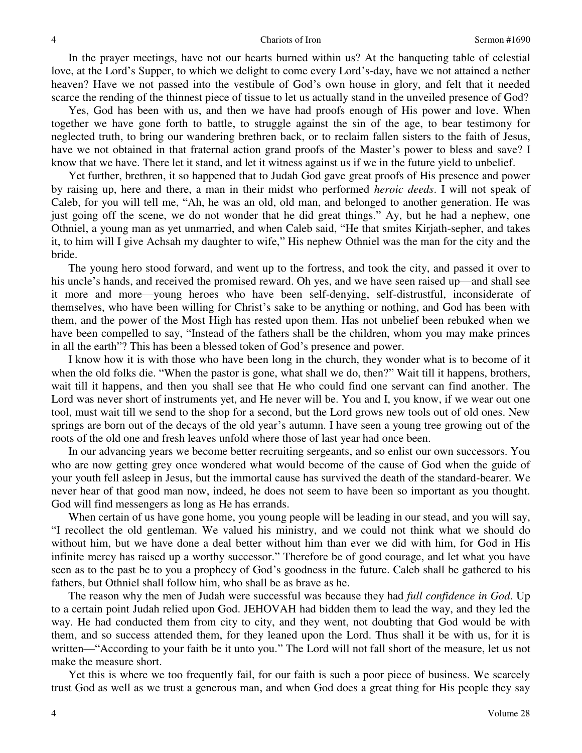In the prayer meetings, have not our hearts burned within us? At the banqueting table of celestial love, at the Lord's Supper, to which we delight to come every Lord's-day, have we not attained a nether heaven? Have we not passed into the vestibule of God's own house in glory, and felt that it needed scarce the rending of the thinnest piece of tissue to let us actually stand in the unveiled presence of God?

Yes, God has been with us, and then we have had proofs enough of His power and love. When together we have gone forth to battle, to struggle against the sin of the age, to bear testimony for neglected truth, to bring our wandering brethren back, or to reclaim fallen sisters to the faith of Jesus, have we not obtained in that fraternal action grand proofs of the Master's power to bless and save? I know that we have. There let it stand, and let it witness against us if we in the future yield to unbelief.

Yet further, brethren, it so happened that to Judah God gave great proofs of His presence and power by raising up, here and there, a man in their midst who performed *heroic deeds*. I will not speak of Caleb, for you will tell me, "Ah, he was an old, old man, and belonged to another generation. He was just going off the scene, we do not wonder that he did great things." Ay, but he had a nephew, one Othniel, a young man as yet unmarried, and when Caleb said, "He that smites Kirjath-sepher, and takes it, to him will I give Achsah my daughter to wife," His nephew Othniel was the man for the city and the bride.

The young hero stood forward, and went up to the fortress, and took the city, and passed it over to his uncle's hands, and received the promised reward. Oh yes, and we have seen raised up—and shall see it more and more—young heroes who have been self-denying, self-distrustful, inconsiderate of themselves, who have been willing for Christ's sake to be anything or nothing, and God has been with them, and the power of the Most High has rested upon them. Has not unbelief been rebuked when we have been compelled to say, "Instead of the fathers shall be the children, whom you may make princes in all the earth"? This has been a blessed token of God's presence and power.

I know how it is with those who have been long in the church, they wonder what is to become of it when the old folks die. "When the pastor is gone, what shall we do, then?" Wait till it happens, brothers, wait till it happens, and then you shall see that He who could find one servant can find another. The Lord was never short of instruments yet, and He never will be. You and I, you know, if we wear out one tool, must wait till we send to the shop for a second, but the Lord grows new tools out of old ones. New springs are born out of the decays of the old year's autumn. I have seen a young tree growing out of the roots of the old one and fresh leaves unfold where those of last year had once been.

In our advancing years we become better recruiting sergeants, and so enlist our own successors. You who are now getting grey once wondered what would become of the cause of God when the guide of your youth fell asleep in Jesus, but the immortal cause has survived the death of the standard-bearer. We never hear of that good man now, indeed, he does not seem to have been so important as you thought. God will find messengers as long as He has errands.

When certain of us have gone home, you young people will be leading in our stead, and you will say, "I recollect the old gentleman. We valued his ministry, and we could not think what we should do without him, but we have done a deal better without him than ever we did with him, for God in His infinite mercy has raised up a worthy successor." Therefore be of good courage, and let what you have seen as to the past be to you a prophecy of God's goodness in the future. Caleb shall be gathered to his fathers, but Othniel shall follow him, who shall be as brave as he.

The reason why the men of Judah were successful was because they had *full confidence in God*. Up to a certain point Judah relied upon God. JEHOVAH had bidden them to lead the way, and they led the way. He had conducted them from city to city, and they went, not doubting that God would be with them, and so success attended them, for they leaned upon the Lord. Thus shall it be with us, for it is written—"According to your faith be it unto you." The Lord will not fall short of the measure, let us not make the measure short.

Yet this is where we too frequently fail, for our faith is such a poor piece of business. We scarcely trust God as well as we trust a generous man, and when God does a great thing for His people they say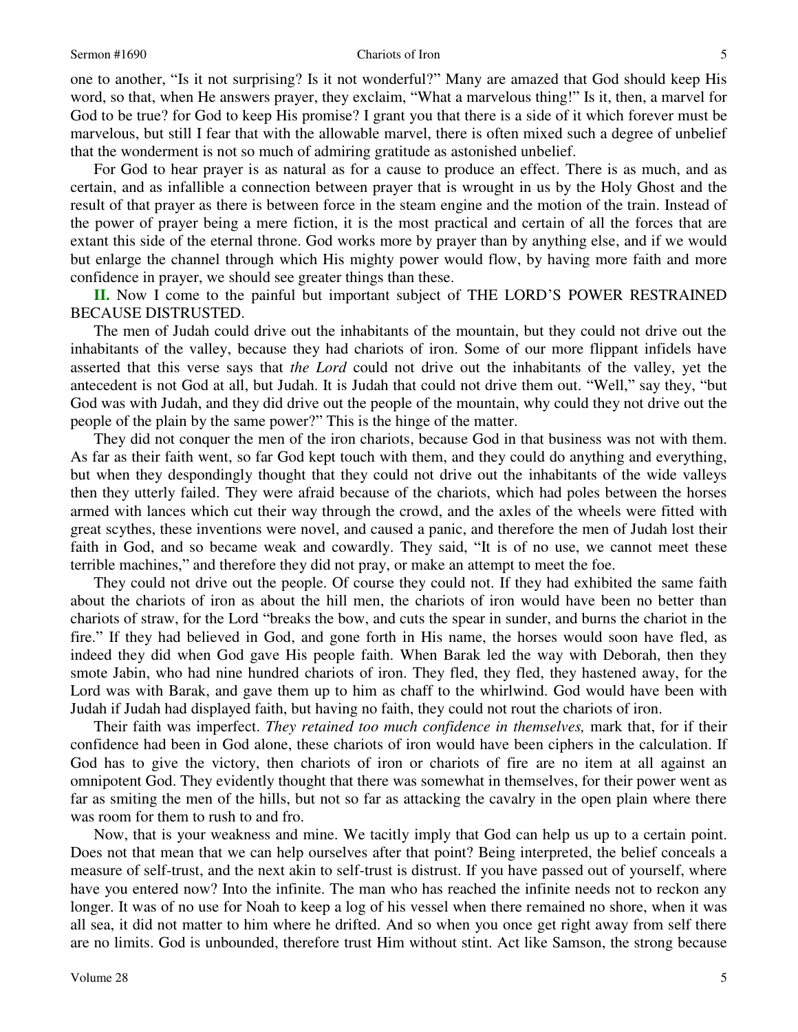one to another, "Is it not surprising? Is it not wonderful?" Many are amazed that God should keep His word, so that, when He answers prayer, they exclaim, "What a marvelous thing!" Is it, then, a marvel for God to be true? for God to keep His promise? I grant you that there is a side of it which forever must be marvelous, but still I fear that with the allowable marvel, there is often mixed such a degree of unbelief that the wonderment is not so much of admiring gratitude as astonished unbelief.

For God to hear prayer is as natural as for a cause to produce an effect. There is as much, and as certain, and as infallible a connection between prayer that is wrought in us by the Holy Ghost and the result of that prayer as there is between force in the steam engine and the motion of the train. Instead of the power of prayer being a mere fiction, it is the most practical and certain of all the forces that are extant this side of the eternal throne. God works more by prayer than by anything else, and if we would but enlarge the channel through which His mighty power would flow, by having more faith and more confidence in prayer, we should see greater things than these.

**II.** Now I come to the painful but important subject of THE LORD'S POWER RESTRAINED BECAUSE DISTRUSTED.

The men of Judah could drive out the inhabitants of the mountain, but they could not drive out the inhabitants of the valley, because they had chariots of iron. Some of our more flippant infidels have asserted that this verse says that *the Lord* could not drive out the inhabitants of the valley, yet the antecedent is not God at all, but Judah. It is Judah that could not drive them out. "Well," say they, "but God was with Judah, and they did drive out the people of the mountain, why could they not drive out the people of the plain by the same power?" This is the hinge of the matter.

They did not conquer the men of the iron chariots, because God in that business was not with them. As far as their faith went, so far God kept touch with them, and they could do anything and everything, but when they despondingly thought that they could not drive out the inhabitants of the wide valleys then they utterly failed. They were afraid because of the chariots, which had poles between the horses armed with lances which cut their way through the crowd, and the axles of the wheels were fitted with great scythes, these inventions were novel, and caused a panic, and therefore the men of Judah lost their faith in God, and so became weak and cowardly. They said, "It is of no use, we cannot meet these terrible machines," and therefore they did not pray, or make an attempt to meet the foe.

They could not drive out the people. Of course they could not. If they had exhibited the same faith about the chariots of iron as about the hill men, the chariots of iron would have been no better than chariots of straw, for the Lord "breaks the bow, and cuts the spear in sunder, and burns the chariot in the fire." If they had believed in God, and gone forth in His name, the horses would soon have fled, as indeed they did when God gave His people faith. When Barak led the way with Deborah, then they smote Jabin, who had nine hundred chariots of iron. They fled, they fled, they hastened away, for the Lord was with Barak, and gave them up to him as chaff to the whirlwind. God would have been with Judah if Judah had displayed faith, but having no faith, they could not rout the chariots of iron.

Their faith was imperfect. *They retained too much confidence in themselves,* mark that, for if their confidence had been in God alone, these chariots of iron would have been ciphers in the calculation. If God has to give the victory, then chariots of iron or chariots of fire are no item at all against an omnipotent God. They evidently thought that there was somewhat in themselves, for their power went as far as smiting the men of the hills, but not so far as attacking the cavalry in the open plain where there was room for them to rush to and fro.

Now, that is your weakness and mine. We tacitly imply that God can help us up to a certain point. Does not that mean that we can help ourselves after that point? Being interpreted, the belief conceals a measure of self-trust, and the next akin to self-trust is distrust. If you have passed out of yourself, where have you entered now? Into the infinite. The man who has reached the infinite needs not to reckon any longer. It was of no use for Noah to keep a log of his vessel when there remained no shore, when it was all sea, it did not matter to him where he drifted. And so when you once get right away from self there are no limits. God is unbounded, therefore trust Him without stint. Act like Samson, the strong because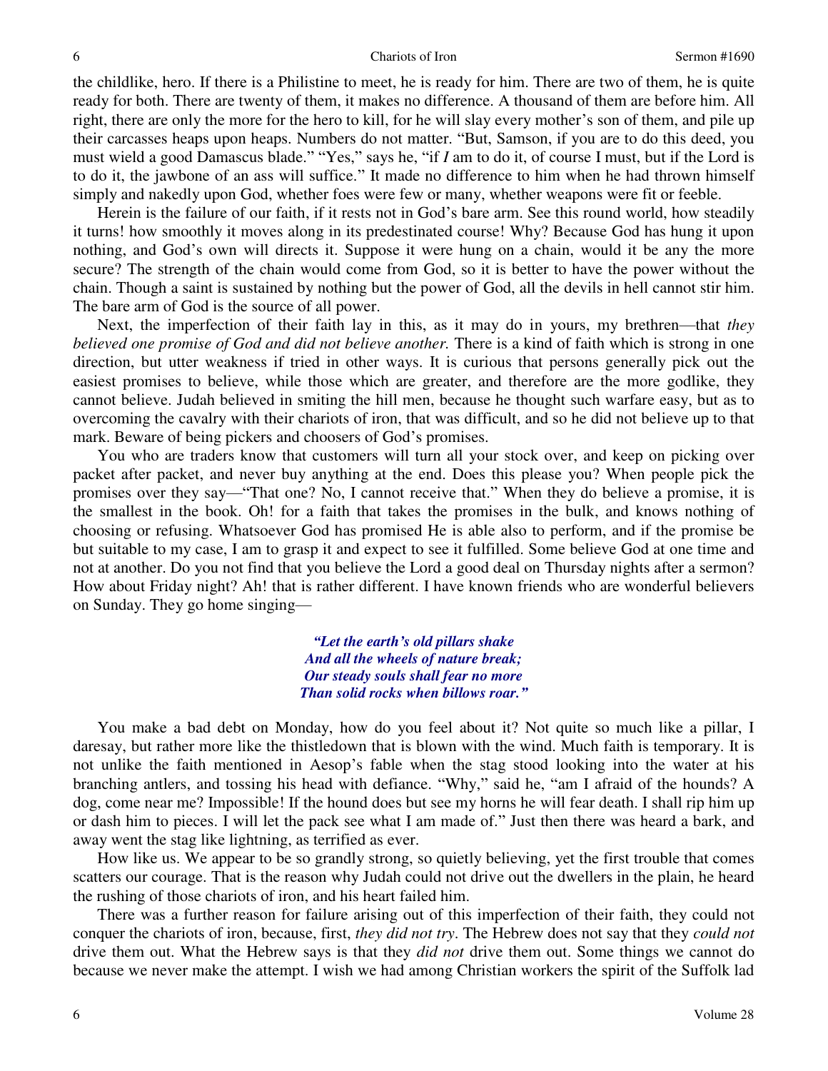the childlike, hero. If there is a Philistine to meet, he is ready for him. There are two of them, he is quite ready for both. There are twenty of them, it makes no difference. A thousand of them are before him. All right, there are only the more for the hero to kill, for he will slay every mother's son of them, and pile up their carcasses heaps upon heaps. Numbers do not matter. "But, Samson, if you are to do this deed, you must wield a good Damascus blade." "Yes," says he, "if *I* am to do it, of course I must, but if the Lord is to do it, the jawbone of an ass will suffice." It made no difference to him when he had thrown himself simply and nakedly upon God, whether foes were few or many, whether weapons were fit or feeble.

Herein is the failure of our faith, if it rests not in God's bare arm. See this round world, how steadily it turns! how smoothly it moves along in its predestinated course! Why? Because God has hung it upon nothing, and God's own will directs it. Suppose it were hung on a chain, would it be any the more secure? The strength of the chain would come from God, so it is better to have the power without the chain. Though a saint is sustained by nothing but the power of God, all the devils in hell cannot stir him. The bare arm of God is the source of all power.

Next, the imperfection of their faith lay in this, as it may do in yours, my brethren—that *they believed one promise of God and did not believe another.* There is a kind of faith which is strong in one direction, but utter weakness if tried in other ways. It is curious that persons generally pick out the easiest promises to believe, while those which are greater, and therefore are the more godlike, they cannot believe. Judah believed in smiting the hill men, because he thought such warfare easy, but as to overcoming the cavalry with their chariots of iron, that was difficult, and so he did not believe up to that mark. Beware of being pickers and choosers of God's promises.

You who are traders know that customers will turn all your stock over, and keep on picking over packet after packet, and never buy anything at the end. Does this please you? When people pick the promises over they say—"That one? No, I cannot receive that." When they do believe a promise, it is the smallest in the book. Oh! for a faith that takes the promises in the bulk, and knows nothing of choosing or refusing. Whatsoever God has promised He is able also to perform, and if the promise be but suitable to my case, I am to grasp it and expect to see it fulfilled. Some believe God at one time and not at another. Do you not find that you believe the Lord a good deal on Thursday nights after a sermon? How about Friday night? Ah! that is rather different. I have known friends who are wonderful believers on Sunday. They go home singing—

> *"Let the earth's old pillars shake*
> *And all the wheels of nature break;*
> *Our steady souls shall fear no more*
> *Than solid rocks when billows roar."*

You make a bad debt on Monday, how do you feel about it? Not quite so much like a pillar, I daresay, but rather more like the thistledown that is blown with the wind. Much faith is temporary. It is not unlike the faith mentioned in Aesop's fable when the stag stood looking into the water at his branching antlers, and tossing his head with defiance. "Why," said he, "am I afraid of the hounds? A dog, come near me? Impossible! If the hound does but see my horns he will fear death. I shall rip him up or dash him to pieces. I will let the pack see what I am made of." Just then there was heard a bark, and away went the stag like lightning, as terrified as ever.

How like us. We appear to be so grandly strong, so quietly believing, yet the first trouble that comes scatters our courage. That is the reason why Judah could not drive out the dwellers in the plain, he heard the rushing of those chariots of iron, and his heart failed him.

There was a further reason for failure arising out of this imperfection of their faith, they could not conquer the chariots of iron, because, first, *they did not try*. The Hebrew does not say that they *could not* drive them out. What the Hebrew says is that they *did not* drive them out. Some things we cannot do because we never make the attempt. I wish we had among Christian workers the spirit of the Suffolk lad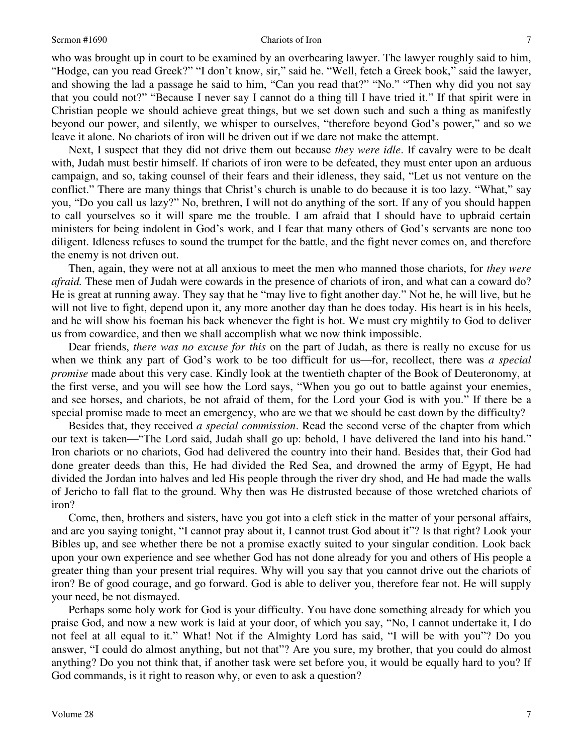who was brought up in court to be examined by an overbearing lawyer. The lawyer roughly said to him, "Hodge, can you read Greek?" "I don't know, sir," said he. "Well, fetch a Greek book," said the lawyer, and showing the lad a passage he said to him, "Can you read that?" "No." "Then why did you not say that you could not?" "Because I never say I cannot do a thing till I have tried it." If that spirit were in Christian people we should achieve great things, but we set down such and such a thing as manifestly beyond our power, and silently, we whisper to ourselves, "therefore beyond God's power," and so we leave it alone. No chariots of iron will be driven out if we dare not make the attempt.

Next, I suspect that they did not drive them out because *they were idle*. If cavalry were to be dealt with, Judah must bestir himself. If chariots of iron were to be defeated, they must enter upon an arduous campaign, and so, taking counsel of their fears and their idleness, they said, "Let us not venture on the conflict." There are many things that Christ's church is unable to do because it is too lazy. "What," say you, "Do you call us lazy?" No, brethren, I will not do anything of the sort. If any of you should happen to call yourselves so it will spare me the trouble. I am afraid that I should have to upbraid certain ministers for being indolent in God's work, and I fear that many others of God's servants are none too diligent. Idleness refuses to sound the trumpet for the battle, and the fight never comes on, and therefore the enemy is not driven out.

Then, again, they were not at all anxious to meet the men who manned those chariots, for *they were afraid.* These men of Judah were cowards in the presence of chariots of iron, and what can a coward do? He is great at running away. They say that he "may live to fight another day." Not he, he will live, but he will not live to fight, depend upon it, any more another day than he does today. His heart is in his heels, and he will show his foeman his back whenever the fight is hot. We must cry mightily to God to deliver us from cowardice, and then we shall accomplish what we now think impossible.

Dear friends, *there was no excuse for this* on the part of Judah, as there is really no excuse for us when we think any part of God's work to be too difficult for us—for, recollect, there was *a special promise* made about this very case. Kindly look at the twentieth chapter of the Book of Deuteronomy, at the first verse, and you will see how the Lord says, "When you go out to battle against your enemies, and see horses, and chariots, be not afraid of them, for the Lord your God is with you." If there be a special promise made to meet an emergency, who are we that we should be cast down by the difficulty?

Besides that, they received *a special commission*. Read the second verse of the chapter from which our text is taken—"The Lord said, Judah shall go up: behold, I have delivered the land into his hand." Iron chariots or no chariots, God had delivered the country into their hand. Besides that, their God had done greater deeds than this, He had divided the Red Sea, and drowned the army of Egypt, He had divided the Jordan into halves and led His people through the river dry shod, and He had made the walls of Jericho to fall flat to the ground. Why then was He distrusted because of those wretched chariots of iron?

Come, then, brothers and sisters, have you got into a cleft stick in the matter of your personal affairs, and are you saying tonight, "I cannot pray about it, I cannot trust God about it"? Is that right? Look your Bibles up, and see whether there be not a promise exactly suited to your singular condition. Look back upon your own experience and see whether God has not done already for you and others of His people a greater thing than your present trial requires. Why will you say that you cannot drive out the chariots of iron? Be of good courage, and go forward. God is able to deliver you, therefore fear not. He will supply your need, be not dismayed.

Perhaps some holy work for God is your difficulty. You have done something already for which you praise God, and now a new work is laid at your door, of which you say, "No, I cannot undertake it, I do not feel at all equal to it." What! Not if the Almighty Lord has said, "I will be with you"? Do you answer, "I could do almost anything, but not that"? Are you sure, my brother, that you could do almost anything? Do you not think that, if another task were set before you, it would be equally hard to you? If God commands, is it right to reason why, or even to ask a question?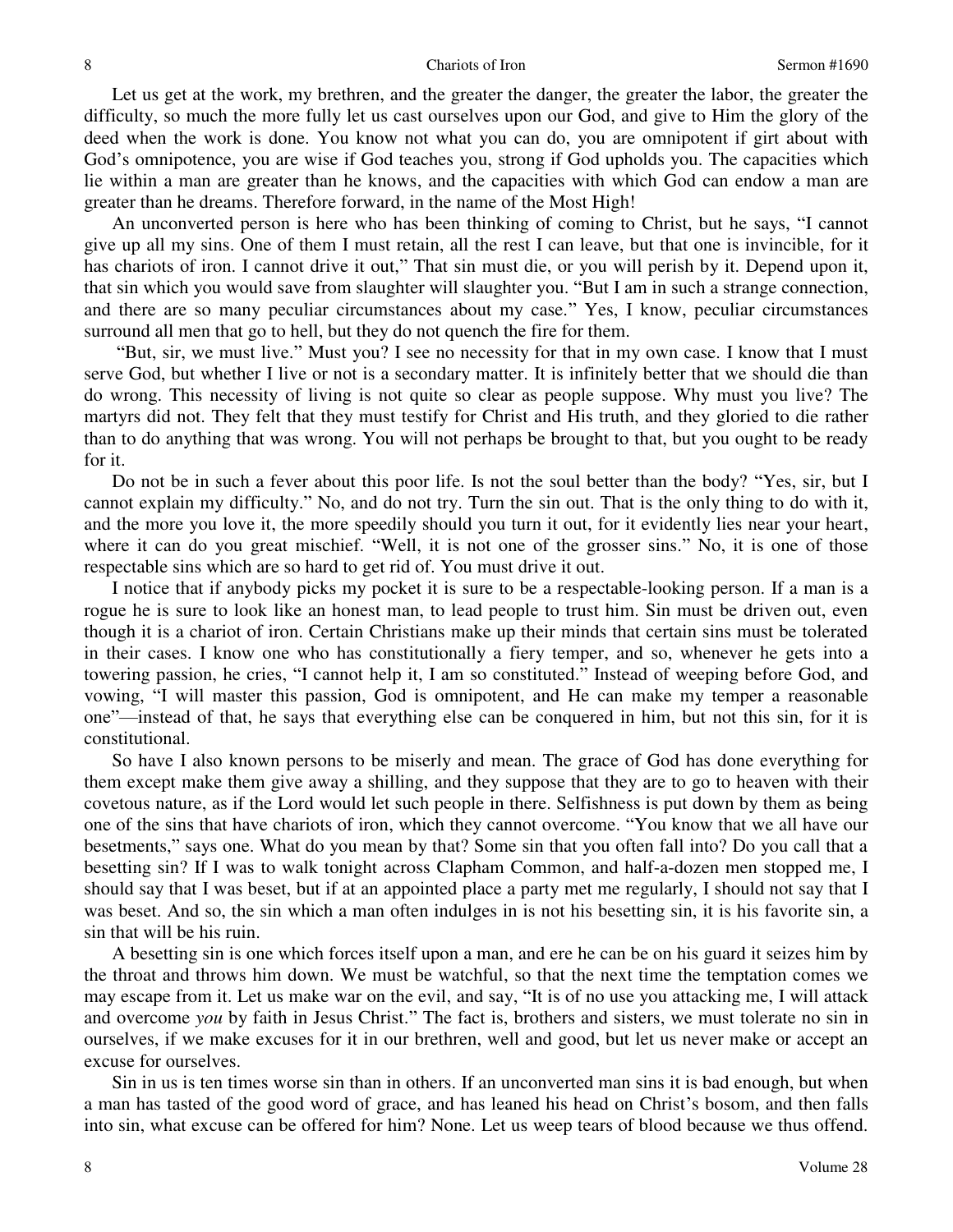Let us get at the work, my brethren, and the greater the danger, the greater the labor, the greater the difficulty, so much the more fully let us cast ourselves upon our God, and give to Him the glory of the deed when the work is done. You know not what you can do, you are omnipotent if girt about with God's omnipotence, you are wise if God teaches you, strong if God upholds you. The capacities which lie within a man are greater than he knows, and the capacities with which God can endow a man are greater than he dreams. Therefore forward, in the name of the Most High!

An unconverted person is here who has been thinking of coming to Christ, but he says, "I cannot give up all my sins. One of them I must retain, all the rest I can leave, but that one is invincible, for it has chariots of iron. I cannot drive it out," That sin must die, or you will perish by it. Depend upon it, that sin which you would save from slaughter will slaughter you. "But I am in such a strange connection, and there are so many peculiar circumstances about my case." Yes, I know, peculiar circumstances surround all men that go to hell, but they do not quench the fire for them.

"But, sir, we must live." Must you? I see no necessity for that in my own case. I know that I must serve God, but whether I live or not is a secondary matter. It is infinitely better that we should die than do wrong. This necessity of living is not quite so clear as people suppose. Why must you live? The martyrs did not. They felt that they must testify for Christ and His truth, and they gloried to die rather than to do anything that was wrong. You will not perhaps be brought to that, but you ought to be ready for it.

Do not be in such a fever about this poor life. Is not the soul better than the body? "Yes, sir, but I cannot explain my difficulty." No, and do not try. Turn the sin out. That is the only thing to do with it, and the more you love it, the more speedily should you turn it out, for it evidently lies near your heart, where it can do you great mischief. "Well, it is not one of the grosser sins." No, it is one of those respectable sins which are so hard to get rid of. You must drive it out.

I notice that if anybody picks my pocket it is sure to be a respectable-looking person. If a man is a rogue he is sure to look like an honest man, to lead people to trust him. Sin must be driven out, even though it is a chariot of iron. Certain Christians make up their minds that certain sins must be tolerated in their cases. I know one who has constitutionally a fiery temper, and so, whenever he gets into a towering passion, he cries, "I cannot help it, I am so constituted." Instead of weeping before God, and vowing, "I will master this passion, God is omnipotent, and He can make my temper a reasonable one"—instead of that, he says that everything else can be conquered in him, but not this sin, for it is constitutional.

So have I also known persons to be miserly and mean. The grace of God has done everything for them except make them give away a shilling, and they suppose that they are to go to heaven with their covetous nature, as if the Lord would let such people in there. Selfishness is put down by them as being one of the sins that have chariots of iron, which they cannot overcome. "You know that we all have our besetments," says one. What do you mean by that? Some sin that you often fall into? Do you call that a besetting sin? If I was to walk tonight across Clapham Common, and half-a-dozen men stopped me, I should say that I was beset, but if at an appointed place a party met me regularly, I should not say that I was beset. And so, the sin which a man often indulges in is not his besetting sin, it is his favorite sin, a sin that will be his ruin.

A besetting sin is one which forces itself upon a man, and ere he can be on his guard it seizes him by the throat and throws him down. We must be watchful, so that the next time the temptation comes we may escape from it. Let us make war on the evil, and say, "It is of no use you attacking me, I will attack and overcome *you* by faith in Jesus Christ." The fact is, brothers and sisters, we must tolerate no sin in ourselves, if we make excuses for it in our brethren, well and good, but let us never make or accept an excuse for ourselves.

Sin in us is ten times worse sin than in others. If an unconverted man sins it is bad enough, but when a man has tasted of the good word of grace, and has leaned his head on Christ's bosom, and then falls into sin, what excuse can be offered for him? None. Let us weep tears of blood because we thus offend.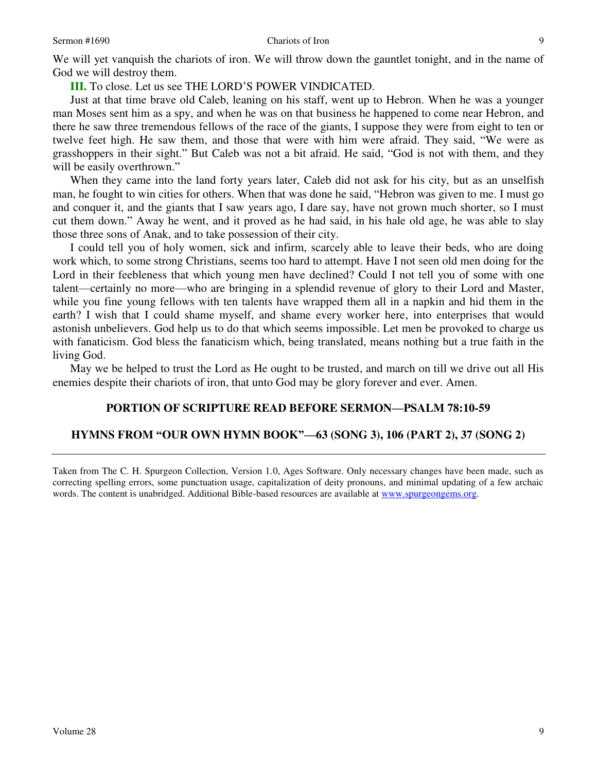We will yet vanquish the chariots of iron. We will throw down the gauntlet tonight, and in the name of God we will destroy them.

**III.** To close. Let us see THE LORD'S POWER VINDICATED.

Just at that time brave old Caleb, leaning on his staff, went up to Hebron. When he was a younger man Moses sent him as a spy, and when he was on that business he happened to come near Hebron, and there he saw three tremendous fellows of the race of the giants, I suppose they were from eight to ten or twelve feet high. He saw them, and those that were with him were afraid. They said, "We were as grasshoppers in their sight." But Caleb was not a bit afraid. He said, "God is not with them, and they will be easily overthrown."

When they came into the land forty years later, Caleb did not ask for his city, but as an unselfish man, he fought to win cities for others. When that was done he said, "Hebron was given to me. I must go and conquer it, and the giants that I saw years ago, I dare say, have not grown much shorter, so I must cut them down." Away he went, and it proved as he had said, in his hale old age, he was able to slay those three sons of Anak, and to take possession of their city.

I could tell you of holy women, sick and infirm, scarcely able to leave their beds, who are doing work which, to some strong Christians, seems too hard to attempt. Have I not seen old men doing for the Lord in their feebleness that which young men have declined? Could I not tell you of some with one talent—certainly no more—who are bringing in a splendid revenue of glory to their Lord and Master, while you fine young fellows with ten talents have wrapped them all in a napkin and hid them in the earth? I wish that I could shame myself, and shame every worker here, into enterprises that would astonish unbelievers. God help us to do that which seems impossible. Let men be provoked to charge us with fanaticism. God bless the fanaticism which, being translated, means nothing but a true faith in the living God.

May we be helped to trust the Lord as He ought to be trusted, and march on till we drive out all His enemies despite their chariots of iron, that unto God may be glory forever and ever. Amen.

**PORTION OF SCRIPTURE READ BEFORE SERMON—PSALM 78:10-59**

**HYMNS FROM "OUR OWN HYMN BOOK"—63 (SONG 3), 106 (PART 2), 37 (SONG 2)**

---

Taken from The C. H. Spurgeon Collection, Version 1.0, Ages Software. Only necessary changes have been made, such as correcting spelling errors, some punctuation usage, capitalization of deity pronouns, and minimal updating of a few archaic words. The content is unabridged. Additional Bible-based resources are available at www.spurgeongems.org.